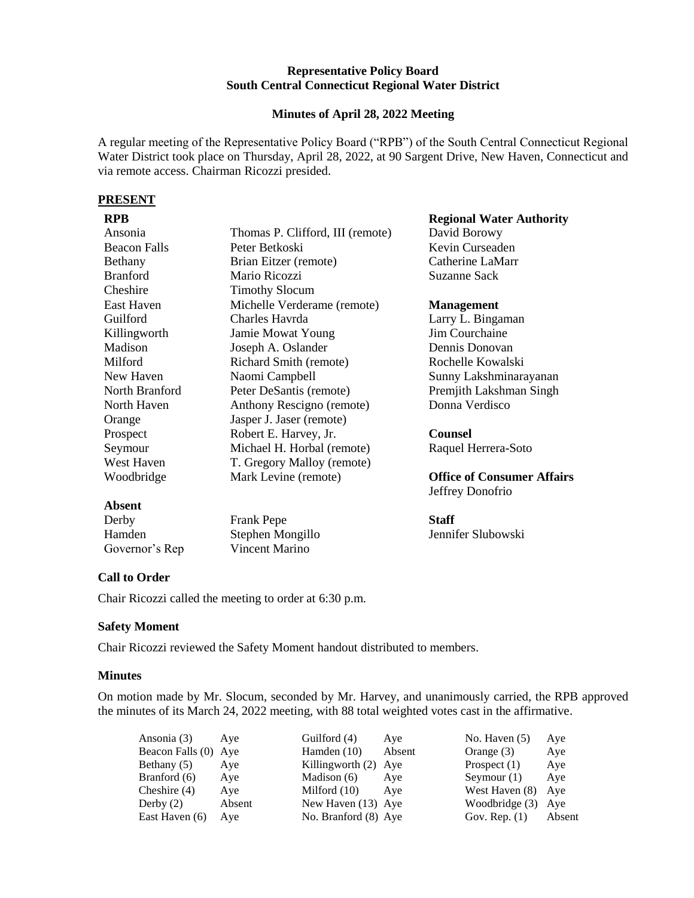**Representative Policy Board**
**South Central Connecticut Regional Water District**

**Minutes of April 28, 2022 Meeting**

A regular meeting of the Representative Policy Board ("RPB") of the South Central Connecticut Regional Water District took place on Thursday, April 28, 2022, at 90 Sargent Drive, New Haven, Connecticut and via remote access. Chairman Ricozzi presided.

## PRESENT

**RPB**

| | |
|---|---|
| Ansonia | Thomas P. Clifford, III (remote) |
| Beacon Falls | Peter Betkoski |
| Bethany | Brian Eitzer (remote) |
| Branford | Mario Ricozzi |
| Cheshire | Timothy Slocum |
| East Haven | Michelle Verderame (remote) |
| Guilford | Charles Havrda |
| Killingworth | Jamie Mowat Young |
| Madison | Joseph A. Oslander |
| Milford | Richard Smith (remote) |
| New Haven | Naomi Campbell |
| North Branford | Peter DeSantis (remote) |
| North Haven | Anthony Rescigno (remote) |
| Orange | Jasper J. Jaser (remote) |
| Prospect | Robert E. Harvey, Jr. |
| Seymour | Michael H. Horbal (remote) |
| West Haven | T. Gregory Malloy (remote) |
| Woodbridge | Mark Levine (remote) |

**Absent**

| | |
|---|---|
| Derby | Frank Pepe |
| Hamden | Stephen Mongillo |
| Governor's Rep | Vincent Marino |

**Regional Water Authority**
David Borowy
Kevin Curseaden
Catherine LaMarr
Suzanne Sack

**Management**
Larry L. Bingaman
Jim Courchaine
Dennis Donovan
Rochelle Kowalski
Sunny Lakshminarayanan
Premjith Lakshman Singh
Donna Verdisco

**Counsel**
Raquel Herrera-Soto

**Office of Consumer Affairs**
Jeffrey Donofrio

**Staff**
Jennifer Slubowski

### Call to Order

Chair Ricozzi called the meeting to order at 6:30 p.m.

### Safety Moment

Chair Ricozzi reviewed the Safety Moment handout distributed to members.

### Minutes

On motion made by Mr. Slocum, seconded by Mr. Harvey, and unanimously carried, the RPB approved the minutes of its March 24, 2022 meeting, with 88 total weighted votes cast in the affirmative.

| | | | | | |
|---|---|---|---|---|---|
| Ansonia (3) | Aye | Guilford (4) | Aye | No. Haven (5) | Aye |
| Beacon Falls (0) | Aye | Hamden (10) | Absent | Orange (3) | Aye |
| Bethany (5) | Aye | Killingworth (2) | Aye | Prospect (1) | Aye |
| Branford (6) | Aye | Madison (6) | Aye | Seymour (1) | Aye |
| Cheshire (4) | Aye | Milford (10) | Aye | West Haven (8) | Aye |
| Derby (2) | Absent | New Haven (13) | Aye | Woodbridge (3) | Aye |
| East Haven (6) | Aye | No. Branford (8) | Aye | Gov. Rep. (1) | Absent |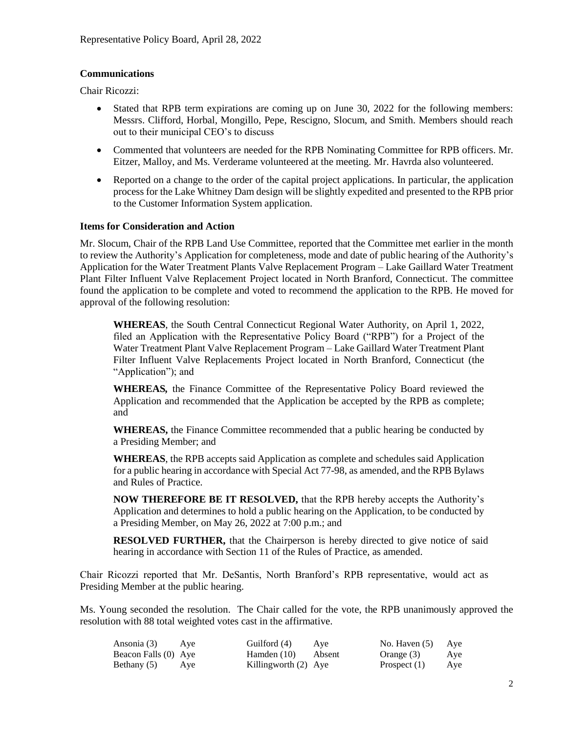## Communications

Chair Ricozzi:

- Stated that RPB term expirations are coming up on June 30, 2022 for the following members: Messrs. Clifford, Horbal, Mongillo, Pepe, Rescigno, Slocum, and Smith. Members should reach out to their municipal CEO's to discuss
- Commented that volunteers are needed for the RPB Nominating Committee for RPB officers. Mr. Eitzer, Malloy, and Ms. Verderame volunteered at the meeting. Mr. Havrda also volunteered.
- Reported on a change to the order of the capital project applications. In particular, the application process for the Lake Whitney Dam design will be slightly expedited and presented to the RPB prior to the Customer Information System application.

## Items for Consideration and Action

Mr. Slocum, Chair of the RPB Land Use Committee, reported that the Committee met earlier in the month to review the Authority's Application for completeness, mode and date of public hearing of the Authority's Application for the Water Treatment Plants Valve Replacement Program – Lake Gaillard Water Treatment Plant Filter Influent Valve Replacement Project located in North Branford, Connecticut. The committee found the application to be complete and voted to recommend the application to the RPB. He moved for approval of the following resolution:

> **WHEREAS**, the South Central Connecticut Regional Water Authority, on April 1, 2022, filed an Application with the Representative Policy Board ("RPB") for a Project of the Water Treatment Plant Valve Replacement Program – Lake Gaillard Water Treatment Plant Filter Influent Valve Replacements Project located in North Branford, Connecticut (the "Application"); and
>
> **WHEREAS,** the Finance Committee of the Representative Policy Board reviewed the Application and recommended that the Application be accepted by the RPB as complete; and
>
> **WHEREAS,** the Finance Committee recommended that a public hearing be conducted by a Presiding Member; and
>
> **WHEREAS**, the RPB accepts said Application as complete and schedules said Application for a public hearing in accordance with Special Act 77-98, as amended, and the RPB Bylaws and Rules of Practice.
>
> **NOW THEREFORE BE IT RESOLVED,** that the RPB hereby accepts the Authority's Application and determines to hold a public hearing on the Application, to be conducted by a Presiding Member, on May 26, 2022 at 7:00 p.m.; and
>
> **RESOLVED FURTHER,** that the Chairperson is hereby directed to give notice of said hearing in accordance with Section 11 of the Rules of Practice, as amended.

Chair Ricozzi reported that Mr. DeSantis, North Branford's RPB representative, would act as Presiding Member at the public hearing.

Ms. Young seconded the resolution. The Chair called for the vote, the RPB unanimously approved the resolution with 88 total weighted votes cast in the affirmative.

| | | | | | |
|---|---|---|---|---|---|
| Ansonia (3) | Aye | Guilford (4) | Aye | No. Haven (5) | Aye |
| Beacon Falls (0) | Aye | Hamden (10) | Absent | Orange (3) | Aye |
| Bethany (5) | Aye | Killingworth (2) | Aye | Prospect (1) | Aye |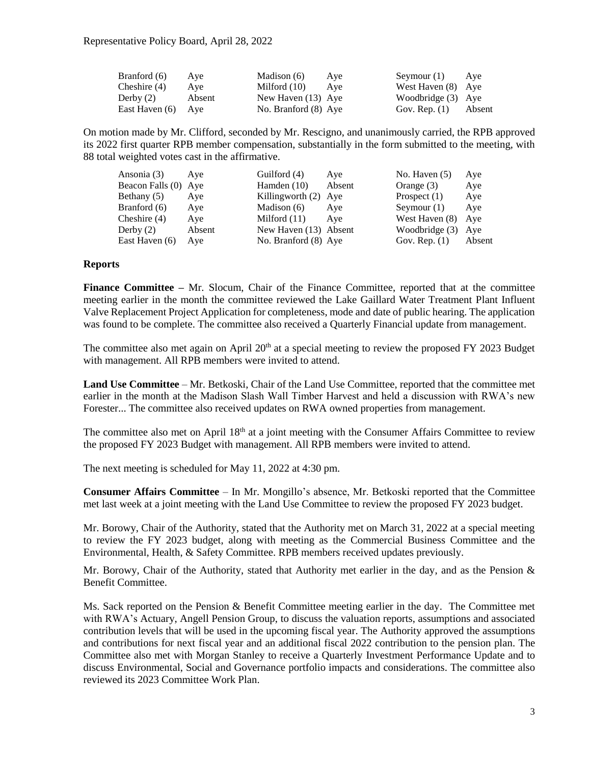| | | | | | |
|---|---|---|---|---|---|
| Branford (6) | Aye | Madison (6) | Aye | Seymour (1) | Aye |
| Cheshire (4) | Aye | Milford (10) | Aye | West Haven (8) | Aye |
| Derby (2) | Absent | New Haven (13) | Aye | Woodbridge (3) | Aye |
| East Haven (6) | Aye | No. Branford (8) | Aye | Gov. Rep. (1) | Absent |

On motion made by Mr. Clifford, seconded by Mr. Rescigno, and unanimously carried, the RPB approved its 2022 first quarter RPB member compensation, substantially in the form submitted to the meeting, with 88 total weighted votes cast in the affirmative.

| | | | | | |
|---|---|---|---|---|---|
| Ansonia (3) | Aye | Guilford (4) | Aye | No. Haven (5) | Aye |
| Beacon Falls (0) | Aye | Hamden (10) | Absent | Orange (3) | Aye |
| Bethany (5) | Aye | Killingworth (2) | Aye | Prospect (1) | Aye |
| Branford (6) | Aye | Madison (6) | Aye | Seymour (1) | Aye |
| Cheshire (4) | Aye | Milford (11) | Aye | West Haven (8) | Aye |
| Derby (2) | Absent | New Haven (13) | Absent | Woodbridge (3) | Aye |
| East Haven (6) | Aye | No. Branford (8) | Aye | Gov. Rep. (1) | Absent |

## Reports

**Finance Committee –** Mr. Slocum, Chair of the Finance Committee, reported that at the committee meeting earlier in the month the committee reviewed the Lake Gaillard Water Treatment Plant Influent Valve Replacement Project Application for completeness, mode and date of public hearing. The application was found to be complete. The committee also received a Quarterly Financial update from management.

The committee also met again on April 20th at a special meeting to review the proposed FY 2023 Budget with management. All RPB members were invited to attend.

**Land Use Committee** – Mr. Betkoski, Chair of the Land Use Committee, reported that the committee met earlier in the month at the Madison Slash Wall Timber Harvest and held a discussion with RWA's new Forester... The committee also received updates on RWA owned properties from management.

The committee also met on April 18th at a joint meeting with the Consumer Affairs Committee to review the proposed FY 2023 Budget with management. All RPB members were invited to attend.

The next meeting is scheduled for May 11, 2022 at 4:30 pm.

**Consumer Affairs Committee** – In Mr. Mongillo's absence, Mr. Betkoski reported that the Committee met last week at a joint meeting with the Land Use Committee to review the proposed FY 2023 budget.

Mr. Borowy, Chair of the Authority, stated that the Authority met on March 31, 2022 at a special meeting to review the FY 2023 budget, along with meeting as the Commercial Business Committee and the Environmental, Health, & Safety Committee. RPB members received updates previously.

Mr. Borowy, Chair of the Authority, stated that Authority met earlier in the day, and as the Pension & Benefit Committee.

Ms. Sack reported on the Pension & Benefit Committee meeting earlier in the day. The Committee met with RWA's Actuary, Angell Pension Group, to discuss the valuation reports, assumptions and associated contribution levels that will be used in the upcoming fiscal year. The Authority approved the assumptions and contributions for next fiscal year and an additional fiscal 2022 contribution to the pension plan. The Committee also met with Morgan Stanley to receive a Quarterly Investment Performance Update and to discuss Environmental, Social and Governance portfolio impacts and considerations. The committee also reviewed its 2023 Committee Work Plan.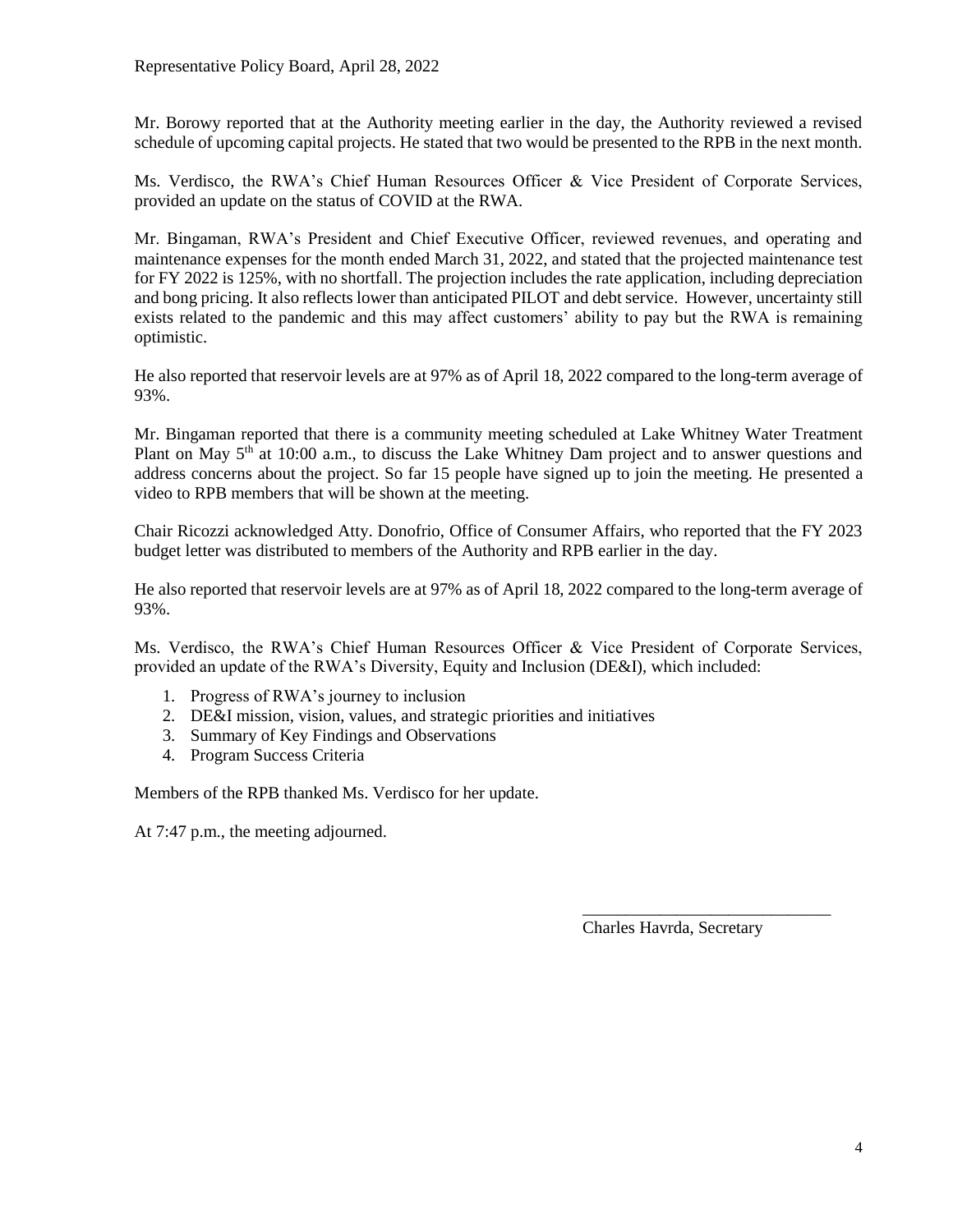Mr. Borowy reported that at the Authority meeting earlier in the day, the Authority reviewed a revised schedule of upcoming capital projects. He stated that two would be presented to the RPB in the next month.

Ms. Verdisco, the RWA's Chief Human Resources Officer & Vice President of Corporate Services, provided an update on the status of COVID at the RWA.

Mr. Bingaman, RWA's President and Chief Executive Officer, reviewed revenues, and operating and maintenance expenses for the month ended March 31, 2022, and stated that the projected maintenance test for FY 2022 is 125%, with no shortfall. The projection includes the rate application, including depreciation and bong pricing. It also reflects lower than anticipated PILOT and debt service. However, uncertainty still exists related to the pandemic and this may affect customers' ability to pay but the RWA is remaining optimistic.

He also reported that reservoir levels are at 97% as of April 18, 2022 compared to the long-term average of 93%.

Mr. Bingaman reported that there is a community meeting scheduled at Lake Whitney Water Treatment Plant on May 5th at 10:00 a.m., to discuss the Lake Whitney Dam project and to answer questions and address concerns about the project. So far 15 people have signed up to join the meeting. He presented a video to RPB members that will be shown at the meeting.

Chair Ricozzi acknowledged Atty. Donofrio, Office of Consumer Affairs, who reported that the FY 2023 budget letter was distributed to members of the Authority and RPB earlier in the day.

He also reported that reservoir levels are at 97% as of April 18, 2022 compared to the long-term average of 93%.

Ms. Verdisco, the RWA's Chief Human Resources Officer & Vice President of Corporate Services, provided an update of the RWA's Diversity, Equity and Inclusion (DE&I), which included:

1. Progress of RWA's journey to inclusion
2. DE&I mission, vision, values, and strategic priorities and initiatives
3. Summary of Key Findings and Observations
4. Program Success Criteria

Members of the RPB thanked Ms. Verdisco for her update.

At 7:47 p.m., the meeting adjourned.

______________________________

Charles Havrda, Secretary